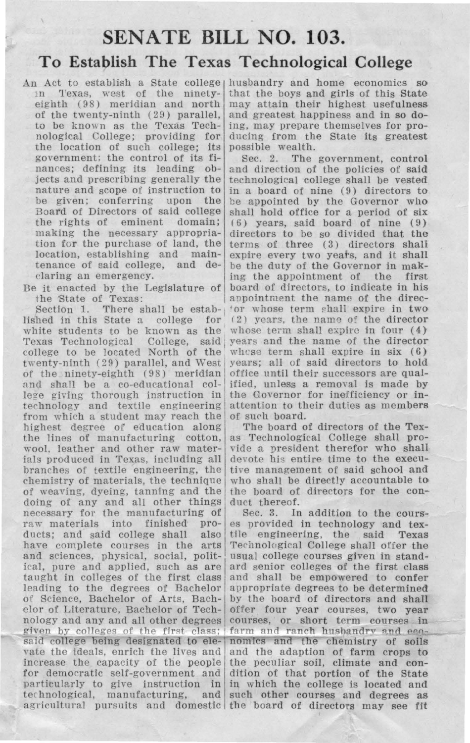# SENATE BILL NO. 103.

## To Establish The Texas Technological College

An Act to establish a State college in Texas, west of the ninety-eighth (98) meridian and north of the twenty-ninth (29) parallel, to be known as the Texas Technological College; providing for the location of such college; its government; the control of its finances; defining its leading objects and prescribing generally the nature and scope of instruction to be given; conferring upon the Board of Directors of said college the rights of eminent domain; making the necessary appropriation for the purchase of land, the location, establishing and maintenance of said college, and declaring an emergency.

Be it enacted by the Legislature of the State of Texas:

Section 1. There shall be established in this State a college for white students to be known as the Texas Technological College, said college to be located North of the twenty-ninth (29) parallel, and West of the ninety-eighth (98) meridian and shall be a co-educational college giving thorough instruction in technology and textile engineering from which a student may reach the highest degree of education along the lines of manufacturing cotton, wool, leather and other raw materials produced in Texas, including all branches of textile engineering, the chemistry of materials, the technique of weaving, dyeing, tanning and the doing of any and all other things necessary for the manufacturing of raw materials into finished products; and said college shall also have complete courses in the arts and sciences, physical, social, political, pure and applied, such as are taught in colleges of the first class leading to the degrees of Bachelor of Science, Bachelor of Arts, Bachelor of Literature, Bachelor of Technology and any and all other degrees given by colleges of the first class; said college being designated to elevate the ideals, enrich the lives and increase the capacity of the people for democratic self-government and particularly to give instruction in technological, manufacturing, and agricultural pursuits and domestic husbandry and home economics so that the boys and girls of this State may attain their highest usefulness and greatest happiness and in so doing, may prepare themselves for producing from the State its greatest possible wealth.

Sec. 2. The government, control and direction of the policies of said technological college shall be vested in a board of nine (9) directors to be appointed by the Governor who shall hold office for a period of six (6) years, said board of nine (9) directors to be so divided that the terms of three (3) directors shall expire every two years, and it shall be the duty of the Governor in making the appointment of the first board of directors, to indicate in his appointment the name of the director whose term shall expire in two (2) years, the name of the director whose term shall expire in four (4) years and the name of the director whose term shall expire in six (6) years; all of said directors to hold office until their successors are qualified, unless a removal is made by the Governor for inefficiency or inattention to their duties as members of such board.

The board of directors of the Texas Technological College shall provide a president therefor who shall devote his entire time to the executive management of said school and who shall be directly accountable to the board of directors for the conduct thereof.

Sec. 3. In addition to the courses provided in technology and textile engineering, the said Texas Technological College shall offer the usual college courses given in standard senior colleges of the first class and shall be empowered to confer appropriate degrees to be determined by the board of directors and shall offer four year courses, two year courses, or short term courses in farm and ranch husbandry and economics and the chemistry of soils and the adaption of farm crops to the peculiar soil, climate and condition of that portion of the State in which the college is located and such other courses and degrees as the board of directors may see fit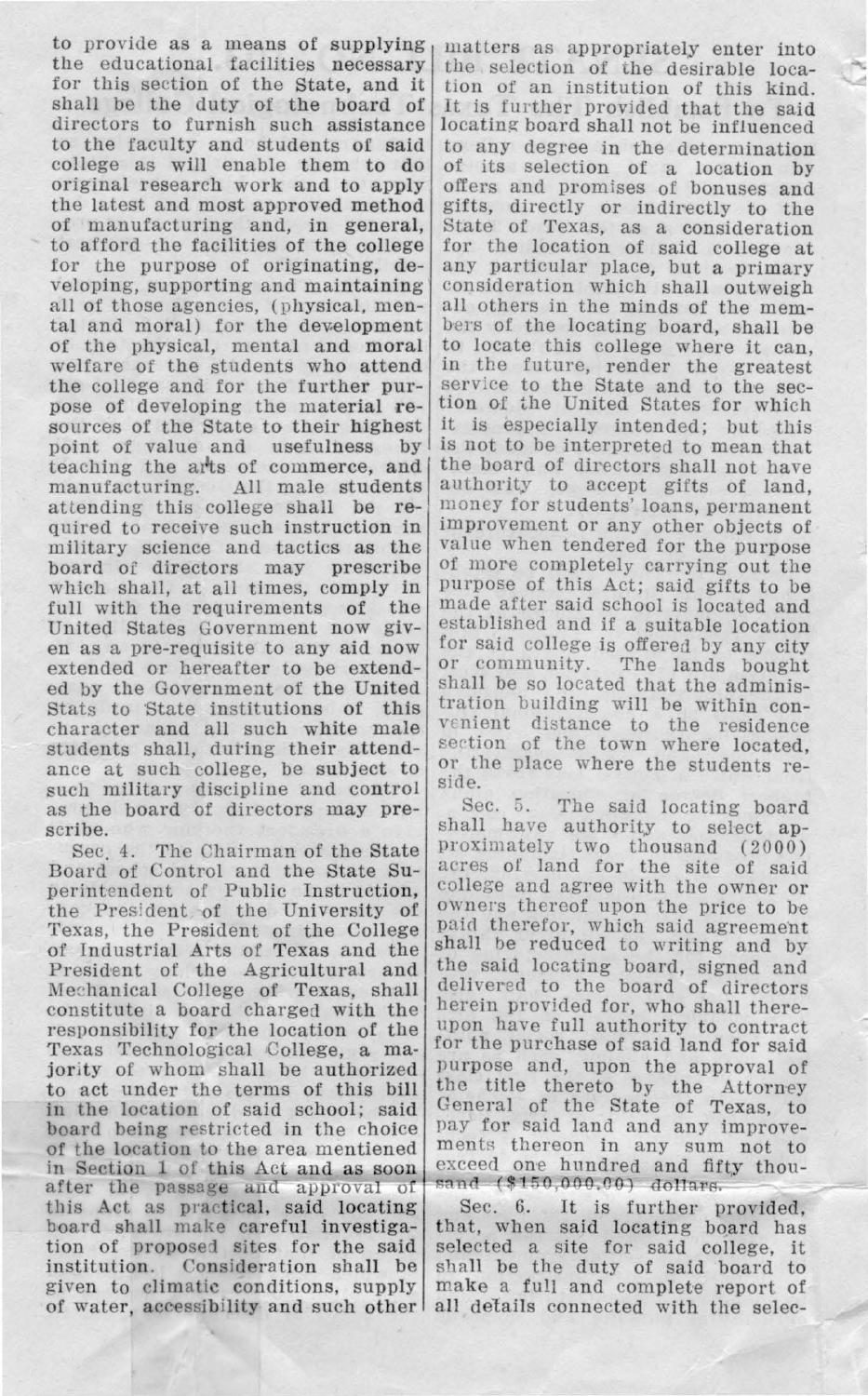to provide as a means of supplying the educational facilities necessary for this section of the State, and it shall be the duty of the board of directors to furnish such assistance to the faculty and students of said college as will enable them to do original research work and to apply the latest and most approved method of manufacturing and, in general, to afford the facilities of the college for the purpose of originating, developing, supporting and maintaining all of those agencies, (physical, mental and moral) for the development of the physical, mental and moral welfare of the students who attend the college and for the further purpose of developing the material resources of the State to their highest point of value and usefulness by teaching the arts of commerce, and manufacturing. All male students attending this college shall be required to receive such instruction in military science and tactics as the board of directors may prescribe which shall, at all times, comply in full with the requirements of the United States Government now given as a pre-requisite to any aid now extended or hereafter to be extended by the Government of the United Stats to State institutions of this character and all such white male students shall, during their attendance at such college, be subject to such military discipline and control as the board of directors may prescribe.

Sec. 4. The Chairman of the State Board of Control and the State Superintendent of Public Instruction, the President of the University of Texas, the President of the College of Industrial Arts of Texas and the President of the Agricultural and Mechanical College of Texas, shall constitute a board charged with the responsibility for the location of the Texas Technological College, a majority of whom shall be authorized to act under the terms of this bill in the location of said school; said board being restricted in the choice of the location to the area mentioned in Section 1 of this Act and as soon after the passage and approval of this Act as practical, said locating board shall make careful investigation of proposed sites for the said institution. Consideration shall be given to climatic conditions, supply of water, accessibility and such other matters as appropriately enter into the selection of the desirable location of an institution of this kind. It is further provided that the said locating board shall not be influenced to any degree in the determination of its selection of a location by offers and promises of bonuses and gifts, directly or indirectly to the State of Texas, as a consideration for the location of said college at any particular place, but a primary consideration which shall outweigh all others in the minds of the members of the locating board, shall be to locate this college where it can, in the future, render the greatest service to the State and to the section of the United States for which it is especially intended; but this is not to be interpreted to mean that the board of directors shall not have authority to accept gifts of land, money for students' loans, permanent improvement or any other objects of value when tendered for the purpose of more completely carrying out the purpose of this Act; said gifts to be made after said school is located and established and if a suitable location for said college is offered by any city or community. The lands bought shall be so located that the administration building will be within convenient distance to the residence section of the town where located, or the place where the students reside.

Sec. 5. The said locating board shall have authority to select approximately two thousand (2000) acres of land for the site of said college and agree with the owner or owners thereof upon the price to be paid therefor, which said agreement shall be reduced to writing and by the said locating board, signed and delivered to the board of directors herein provided for, who shall thereupon have full authority to contract for the purchase of said land for said purpose and, upon the approval of the title thereto by the Attorney General of the State of Texas, to pay for said land and any improvements thereon in any sum not to exceed one hundred and fifty thousand ($150,000.00) dollars.

Sec. 6. It is further provided, that, when said locating board has selected a site for said college, it shall be the duty of said board to make a full and complete report of all details connected with the selec-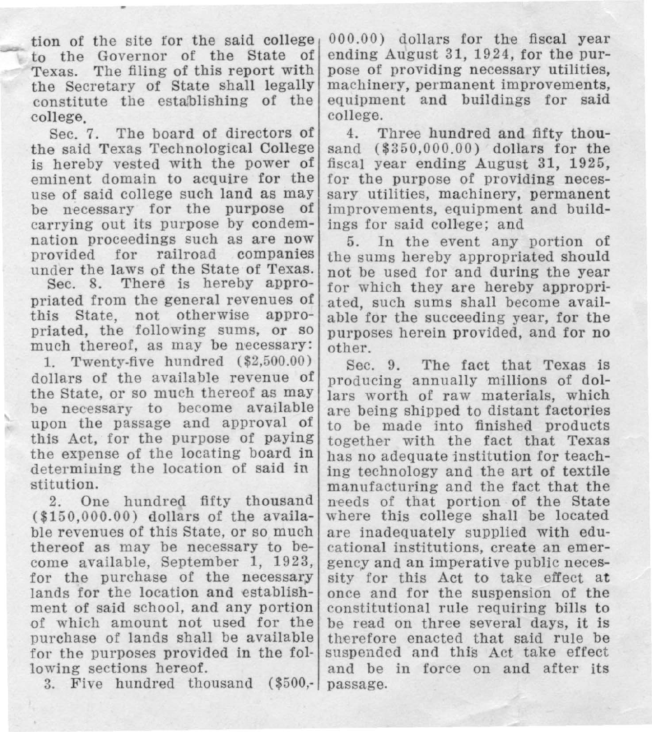tion of the site for the said college to the Governor of the State of Texas. The filing of this report with the Secretary of State shall legally constitute the establishing of the college.

Sec. 7. The board of directors of the said Texas Technological College is hereby vested with the power of eminent domain to acquire for the use of said college such land as may be necessary for the purpose of carrying out its purpose by condemnation proceedings such as are now provided for railroad companies under the laws of the State of Texas.

Sec. 8. There is hereby appropriated from the general revenues of this State, not otherwise appropriated, the following sums, or so much thereof, as may be necessary:

1. Twenty-five hundred ($2,500.00) dollars of the available revenue of the State, or so much thereof as may be necessary to become available upon the passage and approval of this Act, for the purpose of paying the expense of the locating board in determining the location of said institution.

2. One hundred fifty thousand ($150,000.00) dollars of the available revenues of this State, or so much thereof as may be necessary to become available, September 1, 1923, for the purchase of the necessary lands for the location and establishment of said school, and any portion of which amount not used for the purchase of lands shall be available for the purposes provided in the following sections hereof.

3. Five hundred thousand ($500,000.00) dollars for the fiscal year ending August 31, 1924, for the purpose of providing necessary utilities, machinery, permanent improvements, equipment and buildings for said college.

4. Three hundred and fifty thousand ($350,000.00) dollars for the fiscal year ending August 31, 1925, for the purpose of providing necessary utilities, machinery, permanent improvements, equipment and buildings for said college; and

5. In the event any portion of the sums hereby appropriated should not be used for and during the year for which they are hereby appropriated, such sums shall become available for the succeeding year, for the purposes herein provided, and for no other.

Sec. 9. The fact that Texas is producing annually millions of dollars worth of raw materials, which are being shipped to distant factories to be made into finished products together with the fact that Texas has no adequate institution for teaching technology and the art of textile manufacturing and the fact that the needs of that portion of the State where this college shall be located are inadequately supplied with educational institutions, create an emergency and an imperative public necessity for this Act to take effect at once and for the suspension of the constitutional rule requiring bills to be read on three several days, it is therefore enacted that said rule be suspended and this Act take effect and be in force on and after its passage.